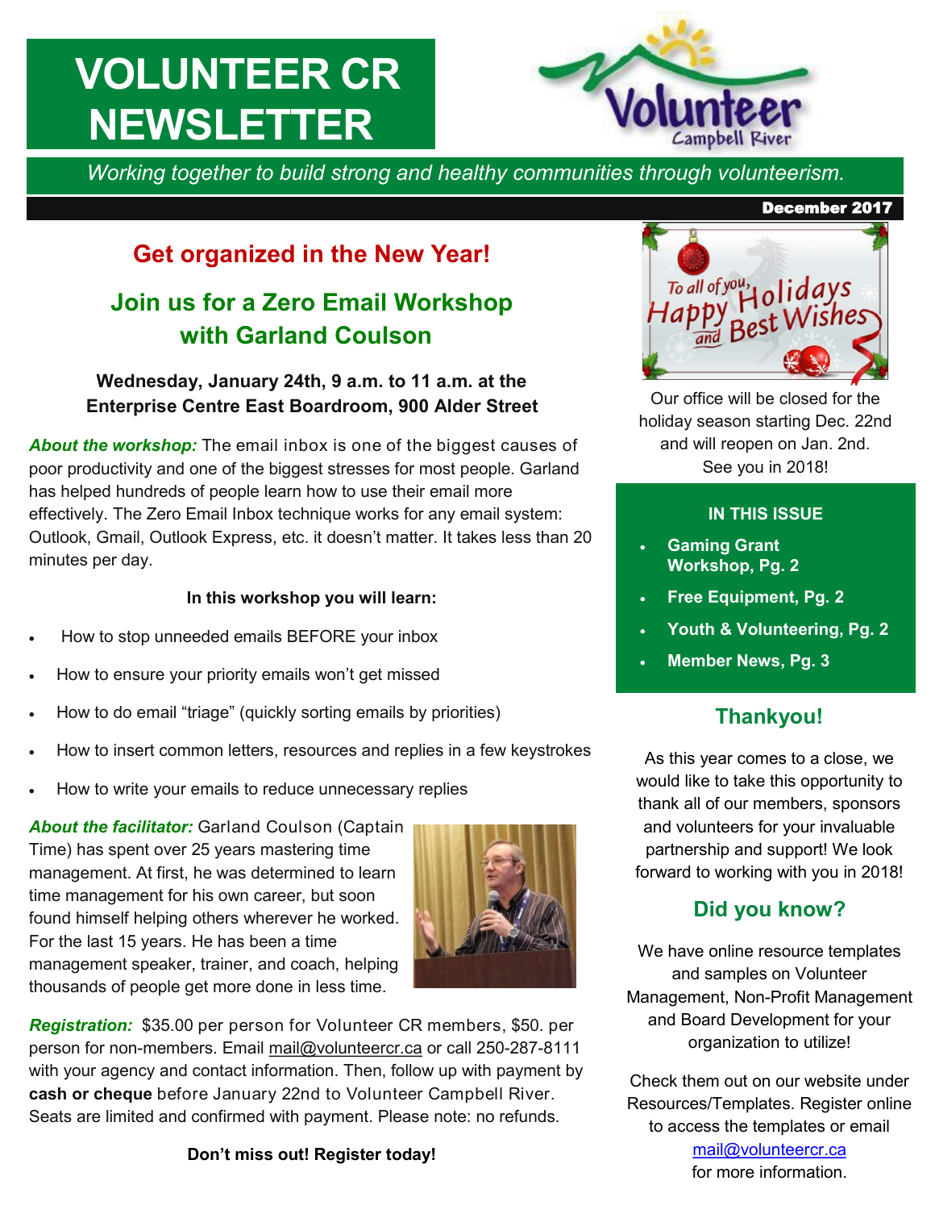# VOLUNTEER CR NEWSLETTER

*Working together to build strong and healthy communities through volunteerism.*

**December 2017**

## Get organized in the New Year!

## Join us for a Zero Email Workshop with Garland Coulson

**Wednesday, January 24th, 9 a.m. to 11 a.m. at the Enterprise Centre East Boardroom, 900 Alder Street**

***About the workshop:*** The email inbox is one of the biggest causes of poor productivity and one of the biggest stresses for most people. Garland has helped hundreds of people learn how to use their email more effectively. The Zero Email Inbox technique works for any email system: Outlook, Gmail, Outlook Express, etc. it doesn't matter. It takes less than 20 minutes per day.

**In this workshop you will learn:**

- How to stop unneeded emails BEFORE your inbox
- How to ensure your priority emails won't get missed
- How to do email "triage" (quickly sorting emails by priorities)
- How to insert common letters, resources and replies in a few keystrokes
- How to write your emails to reduce unnecessary replies

***About the facilitator:*** Garland Coulson (Captain Time) has spent over 25 years mastering time management. At first, he was determined to learn time management for his own career, but soon found himself helping others wherever he worked. For the last 15 years. He has been a time management speaker, trainer, and coach, helping thousands of people get more done in less time.

***Registration:*** $35.00 per person for Volunteer CR members, $50. per person for non-members. Email mail@volunteercr.ca or call 250-287-8111 with your agency and contact information. Then, follow up with payment by **cash or cheque** before January 22nd to Volunteer Campbell River. Seats are limited and confirmed with payment. Please note: no refunds.

**Don't miss out! Register today!**

To all of you, Happy Holidays and Best Wishes

Our office will be closed for the holiday season starting Dec. 22nd and will reopen on Jan. 2nd. See you in 2018!

**IN THIS ISSUE**

- **Gaming Grant Workshop, Pg. 2**
- **Free Equipment, Pg. 2**
- **Youth & Volunteering, Pg. 2**
- **Member News, Pg. 3**

## Thankyou!

As this year comes to a close, we would like to take this opportunity to thank all of our members, sponsors and volunteers for your invaluable partnership and support! We look forward to working with you in 2018!

## Did you know?

We have online resource templates and samples on Volunteer Management, Non-Profit Management and Board Development for your organization to utilize!

Check them out on our website under Resources/Templates. Register online to access the templates or email mail@volunteercr.ca for more information.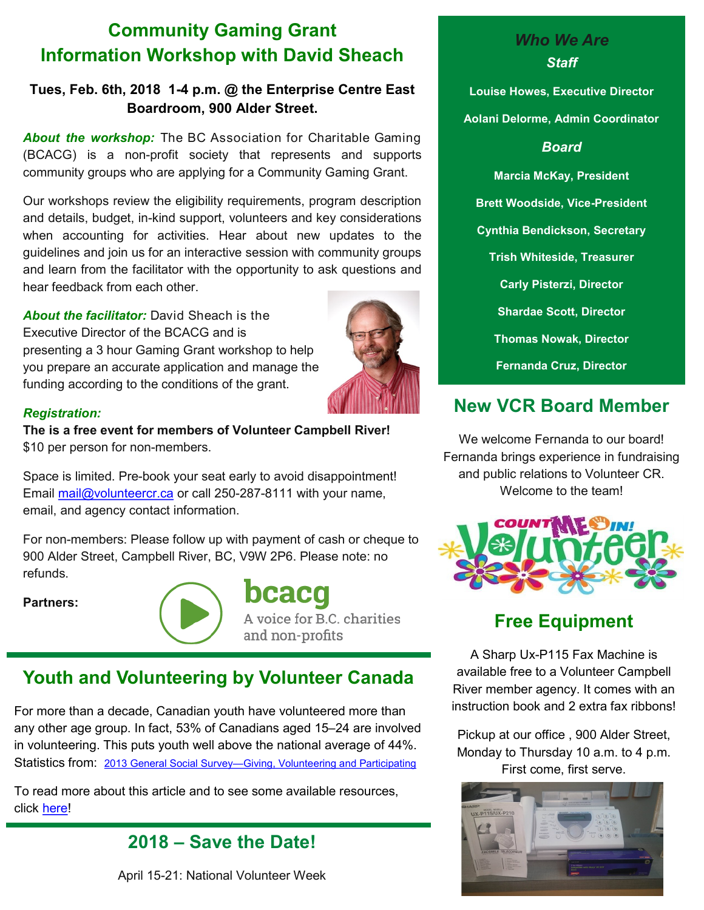# Community Gaming Grant Information Workshop with David Sheach

**Tues, Feb. 6th, 2018 1-4 p.m. @ the Enterprise Centre East Boardroom, 900 Alder Street.**

***About the workshop:*** The BC Association for Charitable Gaming (BCACG) is a non-profit society that represents and supports community groups who are applying for a Community Gaming Grant.

Our workshops review the eligibility requirements, program description and details, budget, in-kind support, volunteers and key considerations when accounting for activities. Hear about new updates to the guidelines and join us for an interactive session with community groups and learn from the facilitator with the opportunity to ask questions and hear feedback from each other.

***About the facilitator:*** David Sheach is the Executive Director of the BCACG and is presenting a 3 hour Gaming Grant workshop to help you prepare an accurate application and manage the funding according to the conditions of the grant.

***Registration:***

**The is a free event for members of Volunteer Campbell River!** $10 per person for non-members.

Space is limited. Pre-book your seat early to avoid disappointment! Email mail@volunteercr.ca or call 250-287-8111 with your name, email, and agency contact information.

For non-members: Please follow up with payment of cash or cheque to 900 Alder Street, Campbell River, BC, V9W 2P6. Please note: no refunds.

**Partners:**

bcacg
A voice for B.C. charities and non-profits

## Youth and Volunteering by Volunteer Canada

For more than a decade, Canadian youth have volunteered more than any other age group. In fact, 53% of Canadians aged 15–24 are involved in volunteering. This puts youth well above the national average of 44%. Statistics from: 2013 General Social Survey—Giving, Volunteering and Participating

To read more about this article and to see some available resources, click here!

## 2018 – Save the Date!

April 15-21: National Volunteer Week

### *Who We Are*

***Staff***

**Louise Howes, Executive Director**

**Aolani Delorme, Admin Coordinator**

***Board***

**Marcia McKay, President**

**Brett Woodside, Vice-President**

**Cynthia Bendickson, Secretary**

**Trish Whiteside, Treasurer**

**Carly Pisterzi, Director**

**Shardae Scott, Director**

**Thomas Nowak, Director**

**Fernanda Cruz, Director**

## New VCR Board Member

We welcome Fernanda to our board! Fernanda brings experience in fundraising and public relations to Volunteer CR. Welcome to the team!

COUNT ME IN! Volunteer

## Free Equipment

A Sharp Ux-P115 Fax Machine is available free to a Volunteer Campbell River member agency. It comes with an instruction book and 2 extra fax ribbons!

Pickup at our office , 900 Alder Street, Monday to Thursday 10 a.m. to 4 p.m. First come, first serve.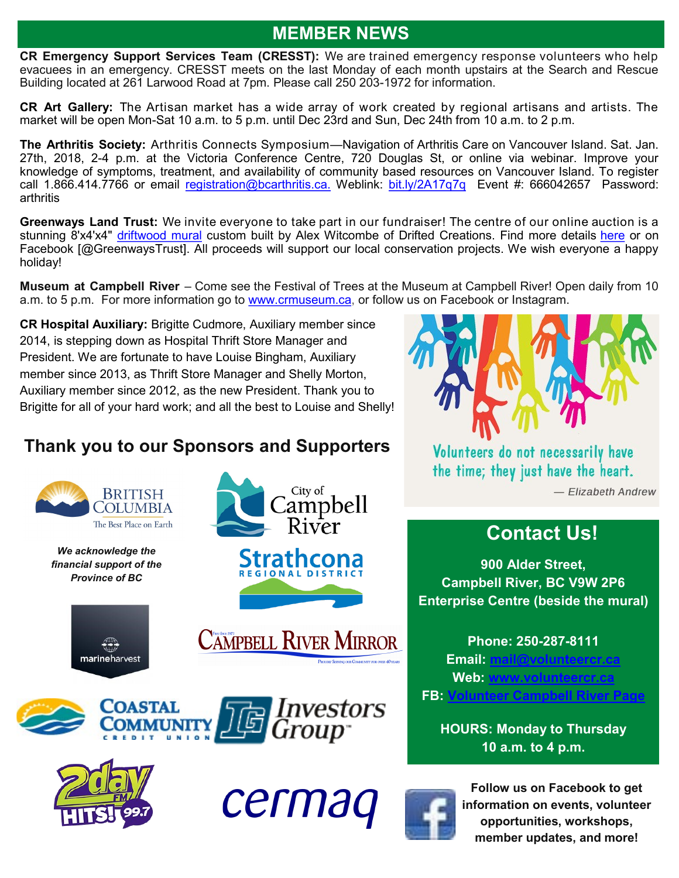## MEMBER NEWS

**CR Emergency Support Services Team (CRESST):** We are trained emergency response volunteers who help evacuees in an emergency. CRESST meets on the last Monday of each month upstairs at the Search and Rescue Building located at 261 Larwood Road at 7pm. Please call 250 203-1972 for information.

**CR Art Gallery:** The Artisan market has a wide array of work created by regional artisans and artists. The market will be open Mon-Sat 10 a.m. to 5 p.m. until Dec 23rd and Sun, Dec 24th from 10 a.m. to 2 p.m.

**The Arthritis Society:** Arthritis Connects Symposium—Navigation of Arthritis Care on Vancouver Island. Sat. Jan. 27th, 2018, 2-4 p.m. at the Victoria Conference Centre, 720 Douglas St, or online via webinar. Improve your knowledge of symptoms, treatment, and availability of community based resources on Vancouver Island. To register call 1.866.414.7766 or email registration@bcarthritis.ca. Weblink: bit.ly/2A17q7q Event #: 666042657 Password: arthritis

**Greenways Land Trust:** We invite everyone to take part in our fundraiser! The centre of our online auction is a stunning 8'x4'x4" driftwood mural custom built by Alex Witcombe of Drifted Creations. Find more details here or on Facebook [@GreenwaysTrust]. All proceeds will support our local conservation projects. We wish everyone a happy holiday!

**Museum at Campbell River** – Come see the Festival of Trees at the Museum at Campbell River! Open daily from 10 a.m. to 5 p.m. For more information go to www.crmuseum.ca, or follow us on Facebook or Instagram.

**CR Hospital Auxiliary:** Brigitte Cudmore, Auxiliary member since 2014, is stepping down as Hospital Thrift Store Manager and President. We are fortunate to have Louise Bingham, Auxiliary member since 2013, as Thrift Store Manager and Shelly Morton, Auxiliary member since 2012, as the new President. Thank you to Brigitte for all of your hard work; and all the best to Louise and Shelly!

Volunteers do not necessarily have the time; they just have the heart.

— Elizabeth Andrew

## Thank you to our Sponsors and Supporters

British Columbia — The Best Place on Earth

*We acknowledge the financial support of the Province of BC*

City of Campbell River

Strathcona Regional District

marineharvest

Campbell River Mirror

Coastal Community Credit Union

Investors Group

2day FM Hits! 99.7

cermaq

## Contact Us!

**900 Alder Street,**
**Campbell River, BC V9W 2P6**
**Enterprise Centre (beside the mural)**

**Phone: 250-287-8111**
**Email: mail@volunteercr.ca**
**Web: www.volunteercr.ca**
**FB: Volunteer Campbell River Page**

**HOURS: Monday to Thursday**
**10 a.m. to 4 p.m.**

**Follow us on Facebook to get information on events, volunteer opportunities, workshops, member updates, and more!**